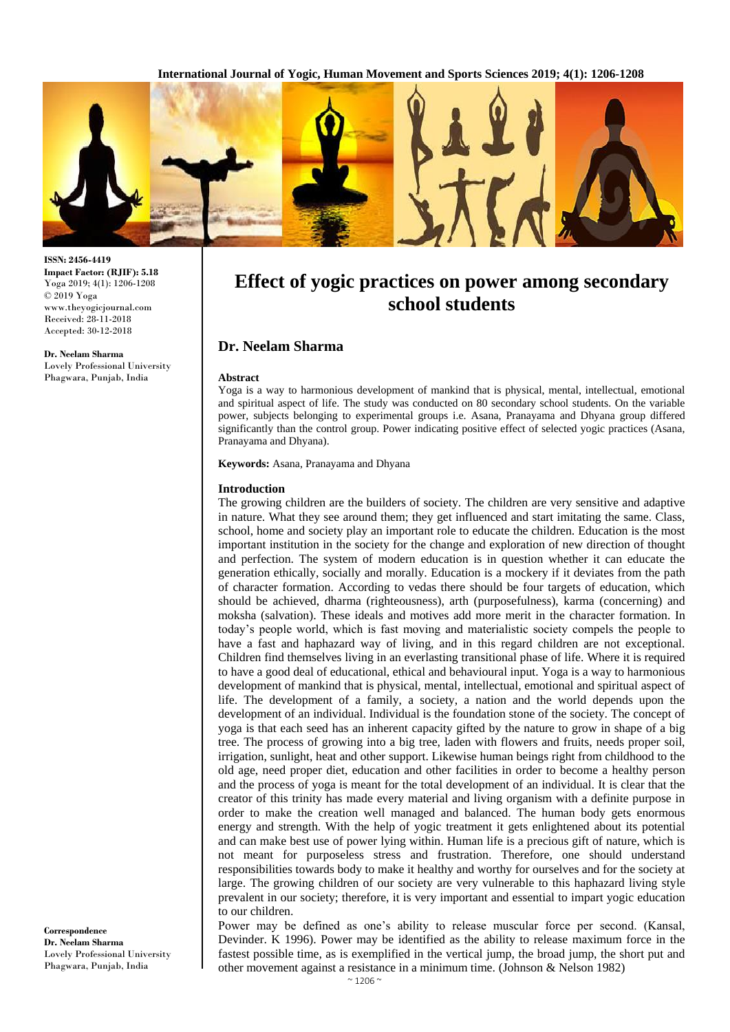ISSN: 2456-4419
Impact Factor: (RJIF): 5.18
Yoga 2019; 4(1): 1206-1208
© 2019 Yoga
www.theyogicjournal.com
Received: 28-11-2018
Accepted: 30-12-2018

**Dr. Neelam Sharma**
Lovely Professional University
Phagwara, Punjab, India

**Correspondence**
**Dr. Neelam Sharma**
Lovely Professional University
Phagwara, Punjab, India

# Effect of yogic practices on power among secondary school students

## Dr. Neelam Sharma

### Abstract

Yoga is a way to harmonious development of mankind that is physical, mental, intellectual, emotional and spiritual aspect of life. The study was conducted on 80 secondary school students. On the variable power, subjects belonging to experimental groups i.e. Asana, Pranayama and Dhyana group differed significantly than the control group. Power indicating positive effect of selected yogic practices (Asana, Pranayama and Dhyana).

**Keywords:** Asana, Pranayama and Dhyana

### Introduction

The growing children are the builders of society. The children are very sensitive and adaptive in nature. What they see around them; they get influenced and start imitating the same. Class, school, home and society play an important role to educate the children. Education is the most important institution in the society for the change and exploration of new direction of thought and perfection. The system of modern education is in question whether it can educate the generation ethically, socially and morally. Education is a mockery if it deviates from the path of character formation. According to vedas there should be four targets of education, which should be achieved, dharma (righteousness), arth (purposefulness), karma (concerning) and moksha (salvation). These ideals and motives add more merit in the character formation. In today's people world, which is fast moving and materialistic society compels the people to have a fast and haphazard way of living, and in this regard children are not exceptional. Children find themselves living in an everlasting transitional phase of life. Where it is required to have a good deal of educational, ethical and behavioural input. Yoga is a way to harmonious development of mankind that is physical, mental, intellectual, emotional and spiritual aspect of life. The development of a family, a society, a nation and the world depends upon the development of an individual. Individual is the foundation stone of the society. The concept of yoga is that each seed has an inherent capacity gifted by the nature to grow in shape of a big tree. The process of growing into a big tree, laden with flowers and fruits, needs proper soil, irrigation, sunlight, heat and other support. Likewise human beings right from childhood to the old age, need proper diet, education and other facilities in order to become a healthy person and the process of yoga is meant for the total development of an individual. It is clear that the creator of this trinity has made every material and living organism with a definite purpose in order to make the creation well managed and balanced. The human body gets enormous energy and strength. With the help of yogic treatment it gets enlightened about its potential and can make best use of power lying within. Human life is a precious gift of nature, which is not meant for purposeless stress and frustration. Therefore, one should understand responsibilities towards body to make it healthy and worthy for ourselves and for the society at large. The growing children of our society are very vulnerable to this haphazard living style prevalent in our society; therefore, it is very important and essential to impart yogic education to our children.

Power may be defined as one's ability to release muscular force per second. (Kansal, Devinder. K 1996). Power may be identified as the ability to release maximum force in the fastest possible time, as is exemplified in the vertical jump, the broad jump, the short put and other movement against a resistance in a minimum time. (Johnson & Nelson 1982)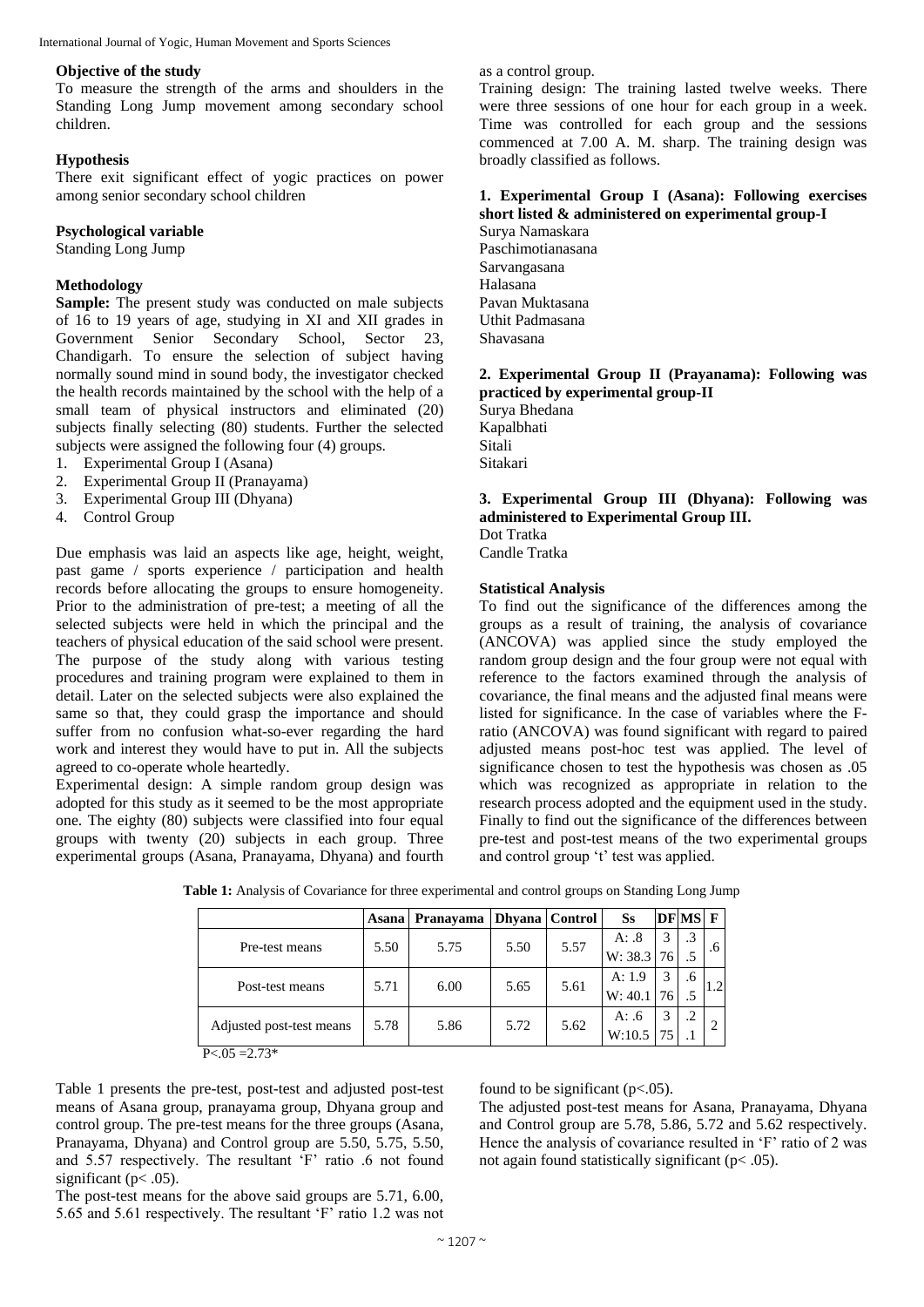**Objective of the study**

To measure the strength of the arms and shoulders in the Standing Long Jump movement among secondary school children.

**Hypothesis**

There exit significant effect of yogic practices on power among senior secondary school children

**Psychological variable**

Standing Long Jump

**Methodology**

**Sample:** The present study was conducted on male subjects of 16 to 19 years of age, studying in XI and XII grades in Government Senior Secondary School, Sector 23, Chandigarh. To ensure the selection of subject having normally sound mind in sound body, the investigator checked the health records maintained by the school with the help of a small team of physical instructors and eliminated (20) subjects finally selecting (80) students. Further the selected subjects were assigned the following four (4) groups.

1. Experimental Group I (Asana)
2. Experimental Group II (Pranayama)
3. Experimental Group III (Dhyana)
4. Control Group

Due emphasis was laid an aspects like age, height, weight, past game / sports experience / participation and health records before allocating the groups to ensure homogeneity. Prior to the administration of pre-test; a meeting of all the selected subjects were held in which the principal and the teachers of physical education of the said school were present. The purpose of the study along with various testing procedures and training program were explained to them in detail. Later on the selected subjects were also explained the same so that, they could grasp the importance and should suffer from no confusion what-so-ever regarding the hard work and interest they would have to put in. All the subjects agreed to co-operate whole heartedly.

Experimental design: A simple random group design was adopted for this study as it seemed to be the most appropriate one. The eighty (80) subjects were classified into four equal groups with twenty (20) subjects in each group. Three experimental groups (Asana, Pranayama, Dhyana) and fourth as a control group.

Training design: The training lasted twelve weeks. There were three sessions of one hour for each group in a week. Time was controlled for each group and the sessions commenced at 7.00 A. M. sharp. The training design was broadly classified as follows.

**1. Experimental Group I (Asana): Following exercises short listed & administered on experimental group-I**

Surya Namaskara
Paschimotianasana
Sarvangasana
Halasana
Pavan Muktasana
Uthit Padmasana
Shavasana

**2. Experimental Group II (Prayanama): Following was practiced by experimental group-II**

Surya Bhedana
Kapalbhati
Sitali
Sitakari

**3. Experimental Group III (Dhyana): Following was administered to Experimental Group III.**

Dot Tratka
Candle Tratka

**Statistical Analysis**

To find out the significance of the differences among the groups as a result of training, the analysis of covariance (ANCOVA) was applied since the study employed the random group design and the four group were not equal with reference to the factors examined through the analysis of covariance, the final means and the adjusted final means were listed for significance. In the case of variables where the F-ratio (ANCOVA) was found significant with regard to paired adjusted means post-hoc test was applied. The level of significance chosen to test the hypothesis was chosen as .05 which was recognized as appropriate in relation to the research process adopted and the equipment used in the study. Finally to find out the significance of the differences between pre-test and post-test means of the two experimental groups and control group 't' test was applied.

**Table 1:** Analysis of Covariance for three experimental and control groups on Standing Long Jump

| | Asana | Pranayama | Dhyana | Control | Ss | DF | MS | F |
|---|---|---|---|---|---|---|---|---|
| Pre-test means | 5.50 | 5.75 | 5.50 | 5.57 | A: .8 | 3 | .3 | .6 |
| | | | | | W: 38.3 | 76 | .5 | |
| Post-test means | 5.71 | 6.00 | 5.65 | 5.61 | A: 1.9 | 3 | .6 | 1.2 |
| | | | | | W: 40.1 | 76 | .5 | |
| Adjusted post-test means | 5.78 | 5.86 | 5.72 | 5.62 | A: .6 | 3 | .2 | 2 |
| | | | | | W:10.5 | 75 | .1 | |

P<.05 =2.73*

Table 1 presents the pre-test, post-test and adjusted post-test means of Asana group, pranayama group, Dhyana group and control group. The pre-test means for the three groups (Asana, Pranayama, Dhyana) and Control group are 5.50, 5.75, 5.50, and 5.57 respectively. The resultant 'F' ratio .6 not found significant (p< .05).

The post-test means for the above said groups are 5.71, 6.00, 5.65 and 5.61 respectively. The resultant 'F' ratio 1.2 was not found to be significant (p<.05).

The adjusted post-test means for Asana, Pranayama, Dhyana and Control group are 5.78, 5.86, 5.72 and 5.62 respectively. Hence the analysis of covariance resulted in 'F' ratio of 2 was not again found statistically significant (p< .05).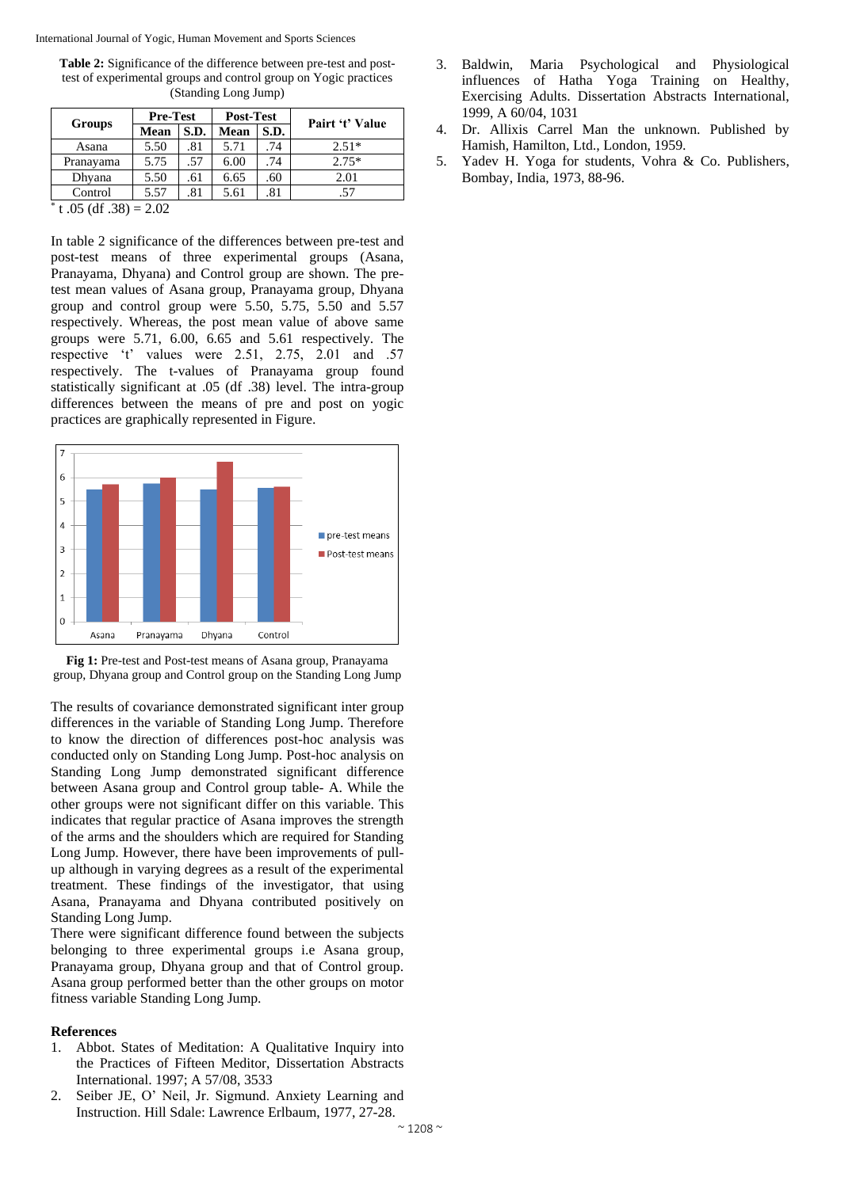**Table 2:** Significance of the difference between pre-test and post-test of experimental groups and control group on Yogic practices (Standing Long Jump)

| Groups | Pre-Test | | Post-Test | | Pairt 't' Value |
|---|---|---|---|---|---|
| | Mean | S.D. | Mean | S.D. | |
| Asana | 5.50 | .81 | 5.71 | .74 | 2.51* |
| Pranayama | 5.75 | .57 | 6.00 | .74 | 2.75* |
| Dhyana | 5.50 | .61 | 6.65 | .60 | 2.01 |
| Control | 5.57 | .81 | 5.61 | .81 | .57 |

* t .05 (df .38) = 2.02

In table 2 significance of the differences between pre-test and post-test means of three experimental groups (Asana, Pranayama, Dhyana) and Control group are shown. The pre-test mean values of Asana group, Pranayama group, Dhyana group and control group were 5.50, 5.75, 5.50 and 5.57 respectively. Whereas, the post mean value of above same groups were 5.71, 6.00, 6.65 and 5.61 respectively. The respective 't' values were 2.51, 2.75, 2.01 and .57 respectively. The t-values of Pranayama group found statistically significant at .05 (df .38) level. The intra-group differences between the means of pre and post on yogic practices are graphically represented in Figure.

7
6
5
4
3
2
1
0

Asana
Pranayama
Dhyana
Control

pre-test means
Post-test means

**Fig 1:** Pre-test and Post-test means of Asana group, Pranayama group, Dhyana group and Control group on the Standing Long Jump

The results of covariance demonstrated significant inter group differences in the variable of Standing Long Jump. Therefore to know the direction of differences post-hoc analysis was conducted only on Standing Long Jump. Post-hoc analysis on Standing Long Jump demonstrated significant difference between Asana group and Control group table- A. While the other groups were not significant differ on this variable. This indicates that regular practice of Asana improves the strength of the arms and the shoulders which are required for Standing Long Jump. However, there have been improvements of pull-up although in varying degrees as a result of the experimental treatment. These findings of the investigator, that using Asana, Pranayama and Dhyana contributed positively on Standing Long Jump.

There were significant difference found between the subjects belonging to three experimental groups i.e Asana group, Pranayama group, Dhyana group and that of Control group. Asana group performed better than the other groups on motor fitness variable Standing Long Jump.

## References

1. Abbot. States of Meditation: A Qualitative Inquiry into the Practices of Fifteen Meditor, Dissertation Abstracts International. 1997; A 57/08, 3533
2. Seiber JE, O' Neil, Jr. Sigmund. Anxiety Learning and Instruction. Hill Sdale: Lawrence Erlbaum, 1977, 27-28.
3. Baldwin, Maria Psychological and Physiological influences of Hatha Yoga Training on Healthy, Exercising Adults. Dissertation Abstracts International, 1999, A 60/04, 1031
4. Dr. Allixis Carrel Man the unknown. Published by Hamish, Hamilton, Ltd., London, 1959.
5. Yadev H. Yoga for students, Vohra & Co. Publishers, Bombay, India, 1973, 88-96.